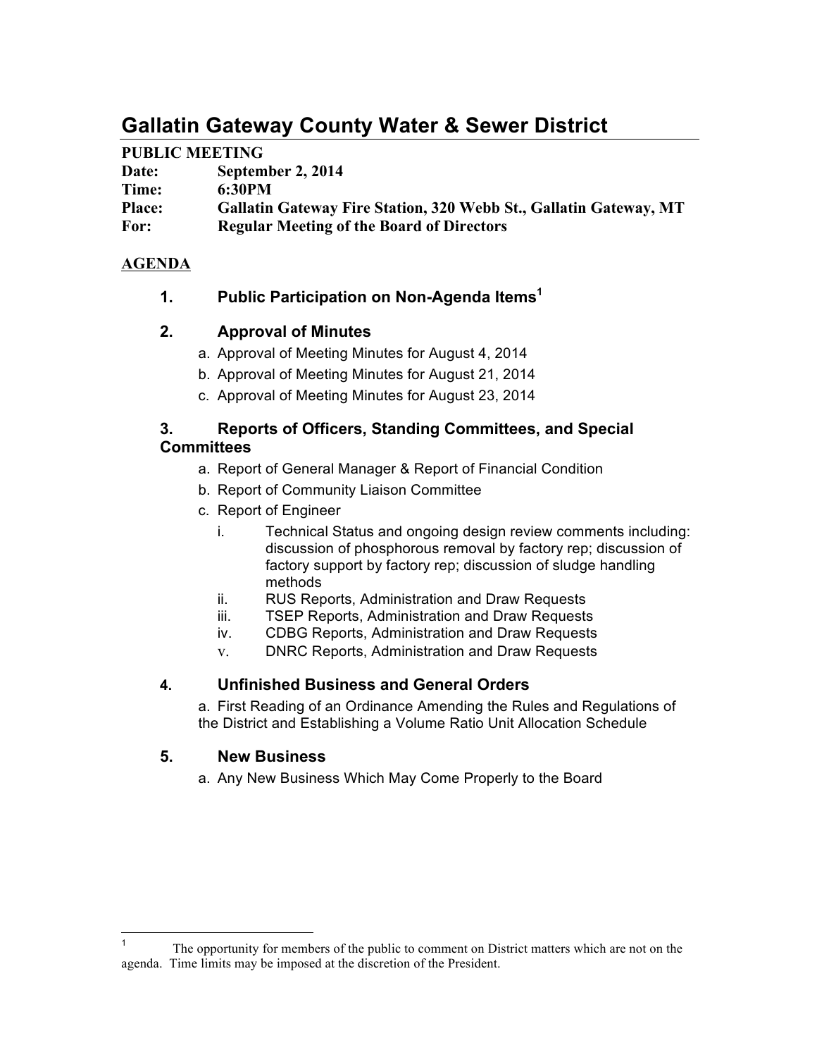# Gallatin Gateway County Water & Sewer District

**PUBLIC MEETING**

**Date:** September 2, 2014
**Time:** 6:30PM
**Place:** Gallatin Gateway Fire Station, 320 Webb St., Gallatin Gateway, MT
**For:** Regular Meeting of the Board of Directors

**AGENDA**

## 1. Public Participation on Non-Agenda Items[1]

## 2. Approval of Minutes

a. Approval of Meeting Minutes for August 4, 2014
b. Approval of Meeting Minutes for August 21, 2014
c. Approval of Meeting Minutes for August 23, 2014

## 3. Reports of Officers, Standing Committees, and Special Committees

a. Report of General Manager & Report of Financial Condition
b. Report of Community Liaison Committee
c. Report of Engineer
   i. Technical Status and ongoing design review comments including: discussion of phosphorous removal by factory rep; discussion of factory support by factory rep; discussion of sludge handling methods
   ii. RUS Reports, Administration and Draw Requests
   iii. TSEP Reports, Administration and Draw Requests
   iv. CDBG Reports, Administration and Draw Requests
   v. DNRC Reports, Administration and Draw Requests

## 4. Unfinished Business and General Orders

a. First Reading of an Ordinance Amending the Rules and Regulations of the District and Establishing a Volume Ratio Unit Allocation Schedule

## 5. New Business

a. Any New Business Which May Come Properly to the Board

---

[1] The opportunity for members of the public to comment on District matters which are not on the agenda. Time limits may be imposed at the discretion of the President.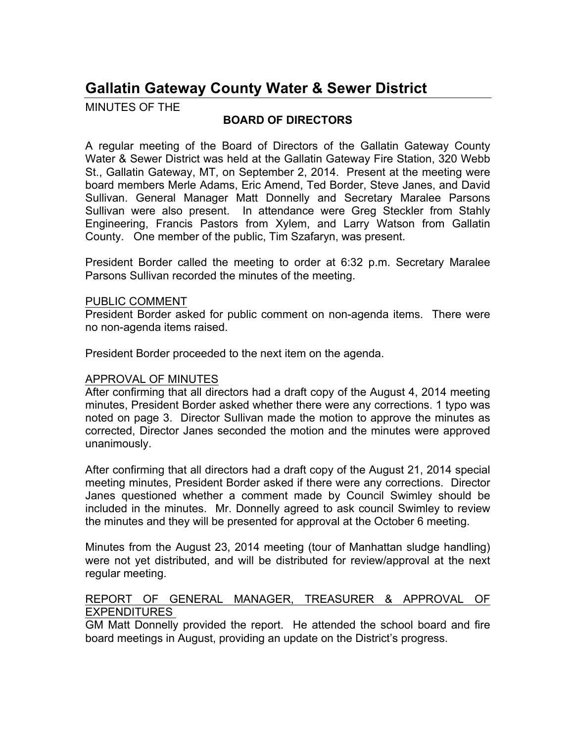# Gallatin Gateway County Water & Sewer District

MINUTES OF THE

**BOARD OF DIRECTORS**

A regular meeting of the Board of Directors of the Gallatin Gateway County Water & Sewer District was held at the Gallatin Gateway Fire Station, 320 Webb St., Gallatin Gateway, MT, on September 2, 2014. Present at the meeting were board members Merle Adams, Eric Amend, Ted Border, Steve Janes, and David Sullivan. General Manager Matt Donnelly and Secretary Maralee Parsons Sullivan were also present. In attendance were Greg Steckler from Stahly Engineering, Francis Pastors from Xylem, and Larry Watson from Gallatin County. One member of the public, Tim Szafaryn, was present.

President Border called the meeting to order at 6:32 p.m. Secretary Maralee Parsons Sullivan recorded the minutes of the meeting.

PUBLIC COMMENT

President Border asked for public comment on non-agenda items. There were no non-agenda items raised.

President Border proceeded to the next item on the agenda.

APPROVAL OF MINUTES

After confirming that all directors had a draft copy of the August 4, 2014 meeting minutes, President Border asked whether there were any corrections. 1 typo was noted on page 3. Director Sullivan made the motion to approve the minutes as corrected, Director Janes seconded the motion and the minutes were approved unanimously.

After confirming that all directors had a draft copy of the August 21, 2014 special meeting minutes, President Border asked if there were any corrections. Director Janes questioned whether a comment made by Council Swimley should be included in the minutes. Mr. Donnelly agreed to ask council Swimley to review the minutes and they will be presented for approval at the October 6 meeting.

Minutes from the August 23, 2014 meeting (tour of Manhattan sludge handling) were not yet distributed, and will be distributed for review/approval at the next regular meeting.

REPORT OF GENERAL MANAGER, TREASURER & APPROVAL OF EXPENDITURES

GM Matt Donnelly provided the report. He attended the school board and fire board meetings in August, providing an update on the District's progress.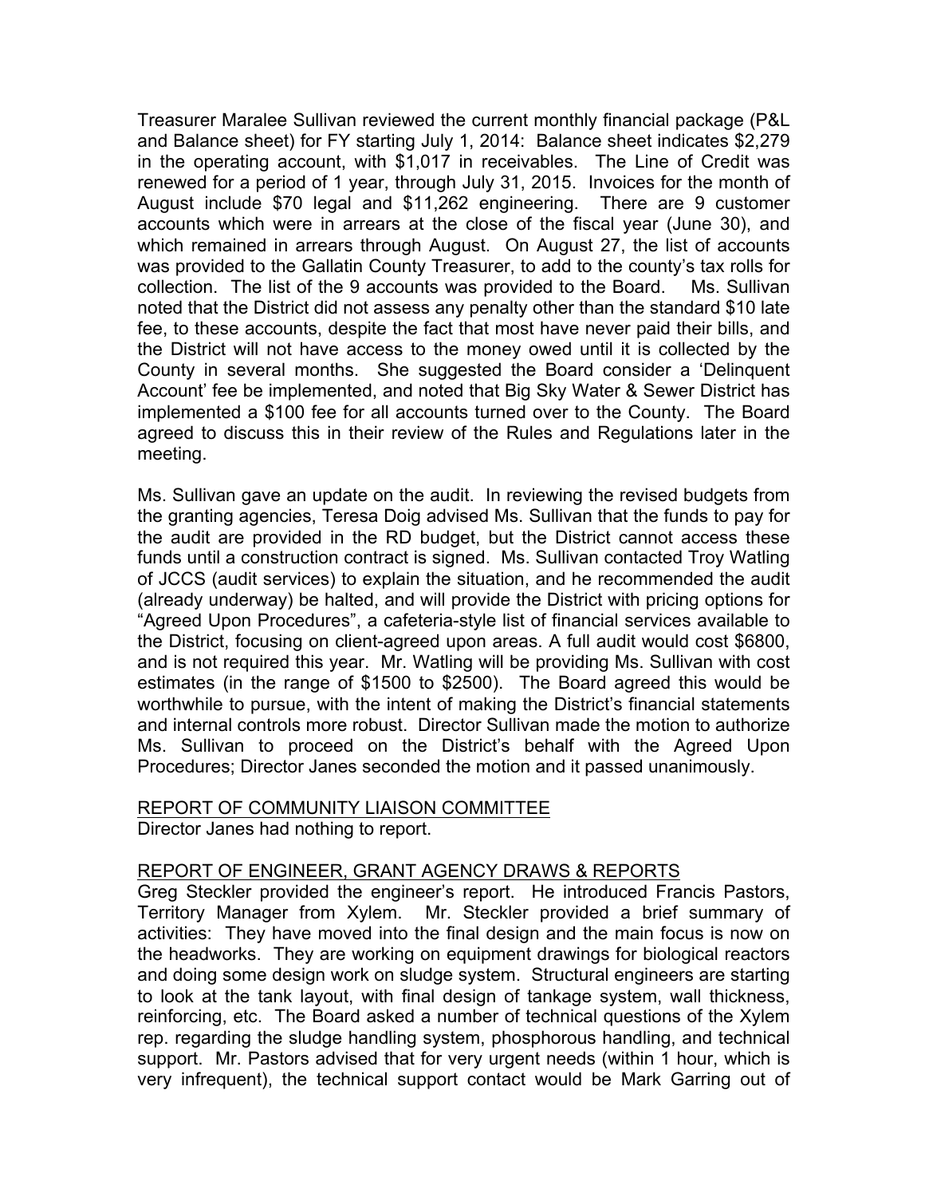Treasurer Maralee Sullivan reviewed the current monthly financial package (P&L and Balance sheet) for FY starting July 1, 2014: Balance sheet indicates $2,279 in the operating account, with $1,017 in receivables. The Line of Credit was renewed for a period of 1 year, through July 31, 2015. Invoices for the month of August include $70 legal and $11,262 engineering. There are 9 customer accounts which were in arrears at the close of the fiscal year (June 30), and which remained in arrears through August. On August 27, the list of accounts was provided to the Gallatin County Treasurer, to add to the county's tax rolls for collection. The list of the 9 accounts was provided to the Board. Ms. Sullivan noted that the District did not assess any penalty other than the standard $10 late fee, to these accounts, despite the fact that most have never paid their bills, and the District will not have access to the money owed until it is collected by the County in several months. She suggested the Board consider a 'Delinquent Account' fee be implemented, and noted that Big Sky Water & Sewer District has implemented a $100 fee for all accounts turned over to the County. The Board agreed to discuss this in their review of the Rules and Regulations later in the meeting.

Ms. Sullivan gave an update on the audit. In reviewing the revised budgets from the granting agencies, Teresa Doig advised Ms. Sullivan that the funds to pay for the audit are provided in the RD budget, but the District cannot access these funds until a construction contract is signed. Ms. Sullivan contacted Troy Watling of JCCS (audit services) to explain the situation, and he recommended the audit (already underway) be halted, and will provide the District with pricing options for "Agreed Upon Procedures", a cafeteria-style list of financial services available to the District, focusing on client-agreed upon areas. A full audit would cost $6800, and is not required this year. Mr. Watling will be providing Ms. Sullivan with cost estimates (in the range of $1500 to $2500). The Board agreed this would be worthwhile to pursue, with the intent of making the District's financial statements and internal controls more robust. Director Sullivan made the motion to authorize Ms. Sullivan to proceed on the District's behalf with the Agreed Upon Procedures; Director Janes seconded the motion and it passed unanimously.

REPORT OF COMMUNITY LIAISON COMMITTEE

Director Janes had nothing to report.

REPORT OF ENGINEER, GRANT AGENCY DRAWS & REPORTS

Greg Steckler provided the engineer's report. He introduced Francis Pastors, Territory Manager from Xylem. Mr. Steckler provided a brief summary of activities: They have moved into the final design and the main focus is now on the headworks. They are working on equipment drawings for biological reactors and doing some design work on sludge system. Structural engineers are starting to look at the tank layout, with final design of tankage system, wall thickness, reinforcing, etc. The Board asked a number of technical questions of the Xylem rep. regarding the sludge handling system, phosphorous handling, and technical support. Mr. Pastors advised that for very urgent needs (within 1 hour, which is very infrequent), the technical support contact would be Mark Garring out of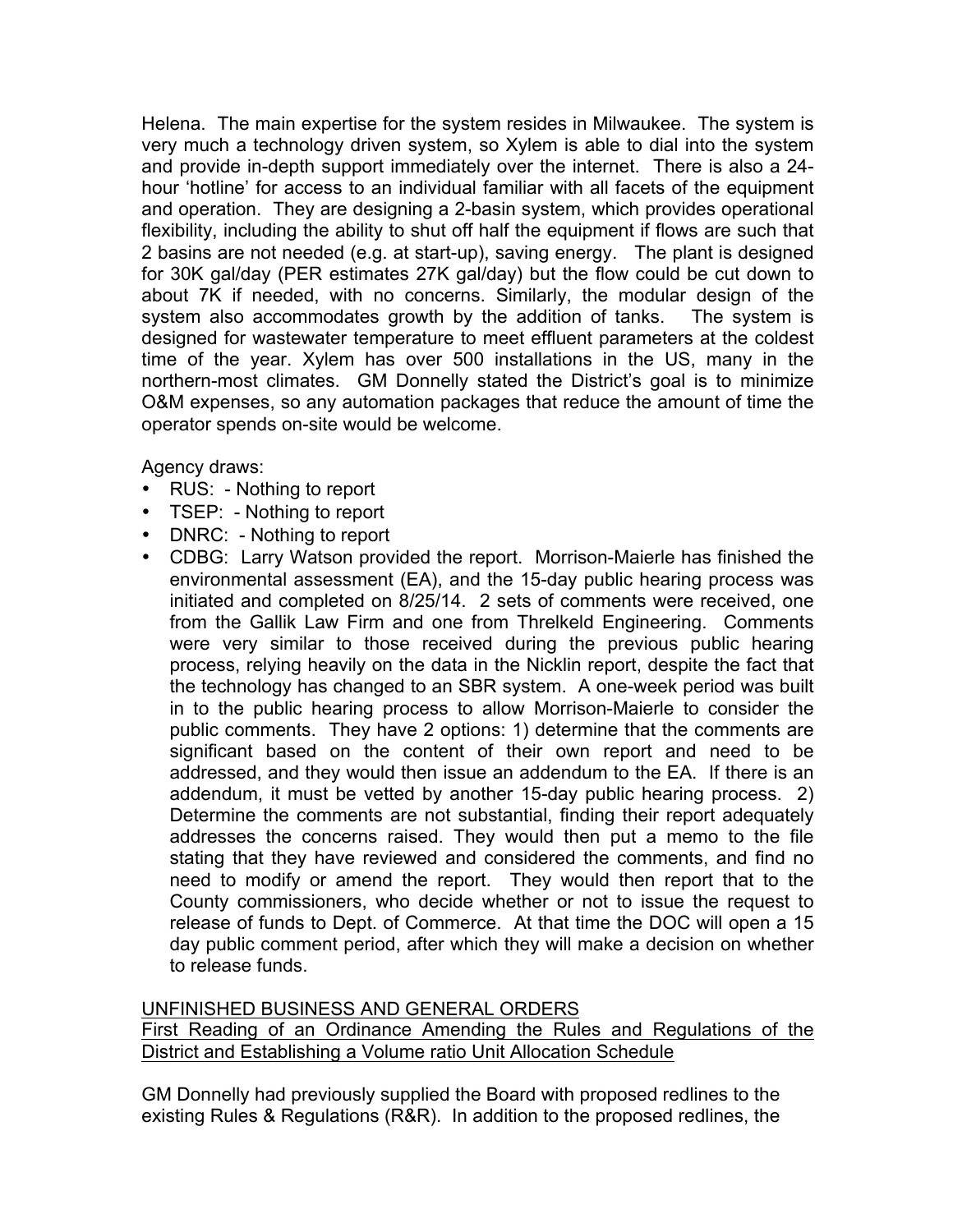Helena. The main expertise for the system resides in Milwaukee. The system is very much a technology driven system, so Xylem is able to dial into the system and provide in-depth support immediately over the internet. There is also a 24-hour 'hotline' for access to an individual familiar with all facets of the equipment and operation. They are designing a 2-basin system, which provides operational flexibility, including the ability to shut off half the equipment if flows are such that 2 basins are not needed (e.g. at start-up), saving energy. The plant is designed for 30K gal/day (PER estimates 27K gal/day) but the flow could be cut down to about 7K if needed, with no concerns. Similarly, the modular design of the system also accommodates growth by the addition of tanks. The system is designed for wastewater temperature to meet effluent parameters at the coldest time of the year. Xylem has over 500 installations in the US, many in the northern-most climates. GM Donnelly stated the District's goal is to minimize O&M expenses, so any automation packages that reduce the amount of time the operator spends on-site would be welcome.

Agency draws:

- RUS: - Nothing to report
- TSEP: - Nothing to report
- DNRC: - Nothing to report
- CDBG: Larry Watson provided the report. Morrison-Maierle has finished the environmental assessment (EA), and the 15-day public hearing process was initiated and completed on 8/25/14. 2 sets of comments were received, one from the Gallik Law Firm and one from Threlkeld Engineering. Comments were very similar to those received during the previous public hearing process, relying heavily on the data in the Nicklin report, despite the fact that the technology has changed to an SBR system. A one-week period was built in to the public hearing process to allow Morrison-Maierle to consider the public comments. They have 2 options: 1) determine that the comments are significant based on the content of their own report and need to be addressed, and they would then issue an addendum to the EA. If there is an addendum, it must be vetted by another 15-day public hearing process. 2) Determine the comments are not substantial, finding their report adequately addresses the concerns raised. They would then put a memo to the file stating that they have reviewed and considered the comments, and find no need to modify or amend the report. They would then report that to the County commissioners, who decide whether or not to issue the request to release of funds to Dept. of Commerce. At that time the DOC will open a 15 day public comment period, after which they will make a decision on whether to release funds.

<u>UNFINISHED BUSINESS AND GENERAL ORDERS</u>

<u>First Reading of an Ordinance Amending the Rules and Regulations of the District and Establishing a Volume ratio Unit Allocation Schedule</u>

GM Donnelly had previously supplied the Board with proposed redlines to the existing Rules & Regulations (R&R). In addition to the proposed redlines, the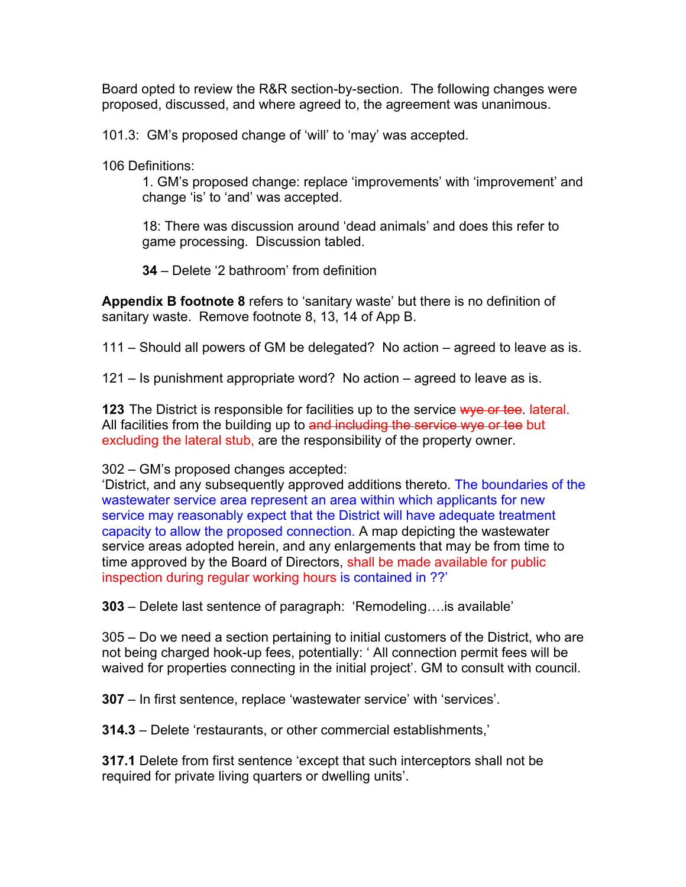Board opted to review the R&R section-by-section. The following changes were proposed, discussed, and where agreed to, the agreement was unanimous.

101.3: GM's proposed change of 'will' to 'may' was accepted.

106 Definitions:

> 1. GM's proposed change: replace 'improvements' with 'improvement' and change 'is' to 'and' was accepted.
>
> 18: There was discussion around 'dead animals' and does this refer to game processing. Discussion tabled.
>
> **34** – Delete '2 bathroom' from definition

**Appendix B footnote 8** refers to 'sanitary waste' but there is no definition of sanitary waste. Remove footnote 8, 13, 14 of App B.

111 – Should all powers of GM be delegated? No action – agreed to leave as is.

121 – Is punishment appropriate word? No action – agreed to leave as is.

**123** The District is responsible for facilities up to the service ~~wye or tee~~. lateral. All facilities from the building up to ~~and including the service wye or tee~~ but excluding the lateral stub, are the responsibility of the property owner.

302 – GM's proposed changes accepted:
'District, and any subsequently approved additions thereto. The boundaries of the wastewater service area represent an area within which applicants for new service may reasonably expect that the District will have adequate treatment capacity to allow the proposed connection. A map depicting the wastewater service areas adopted herein, and any enlargements that may be from time to time approved by the Board of Directors, shall be made available for public inspection during regular working hours is contained in ??'

**303** – Delete last sentence of paragraph: 'Remodeling….is available'

305 – Do we need a section pertaining to initial customers of the District, who are not being charged hook-up fees, potentially: ' All connection permit fees will be waived for properties connecting in the initial project'. GM to consult with council.

**307** – In first sentence, replace 'wastewater service' with 'services'.

**314.3** – Delete 'restaurants, or other commercial establishments,'

**317.1** Delete from first sentence 'except that such interceptors shall not be required for private living quarters or dwelling units'.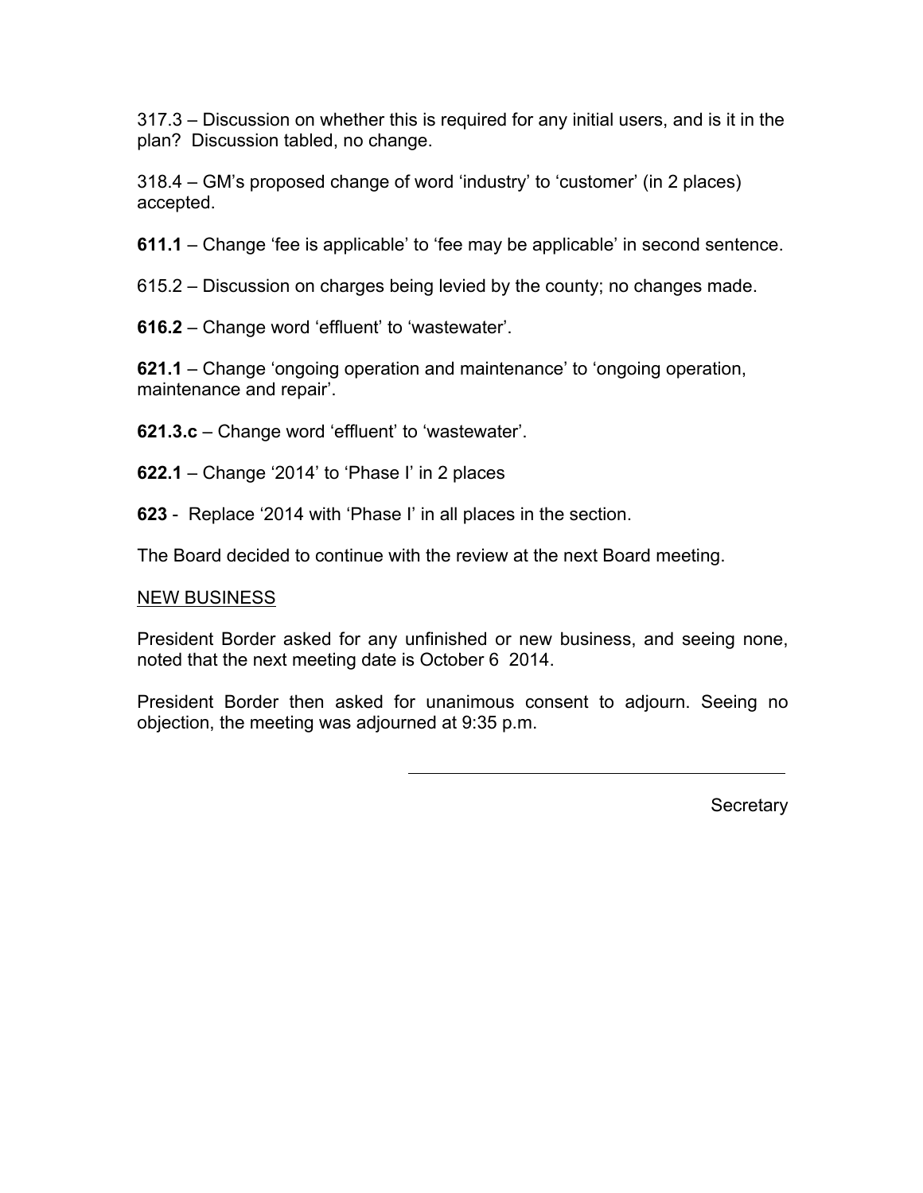317.3 – Discussion on whether this is required for any initial users, and is it in the plan? Discussion tabled, no change.

318.4 – GM's proposed change of word 'industry' to 'customer' (in 2 places) accepted.

**611.1** – Change 'fee is applicable' to 'fee may be applicable' in second sentence.

615.2 – Discussion on charges being levied by the county; no changes made.

**616.2** – Change word 'effluent' to 'wastewater'.

**621.1** – Change 'ongoing operation and maintenance' to 'ongoing operation, maintenance and repair'.

**621.3.c** – Change word 'effluent' to 'wastewater'.

**622.1** – Change '2014' to 'Phase I' in 2 places

**623** - Replace '2014 with 'Phase I' in all places in the section.

The Board decided to continue with the review at the next Board meeting.

NEW BUSINESS

President Border asked for any unfinished or new business, and seeing none, noted that the next meeting date is October 6 2014.

President Border then asked for unanimous consent to adjourn. Seeing no objection, the meeting was adjourned at 9:35 p.m.

\_\_\_\_\_\_\_\_\_\_\_\_\_\_\_\_\_\_\_\_\_\_\_\_\_\_\_\_\_\_\_\_\_\_\_\_

Secretary